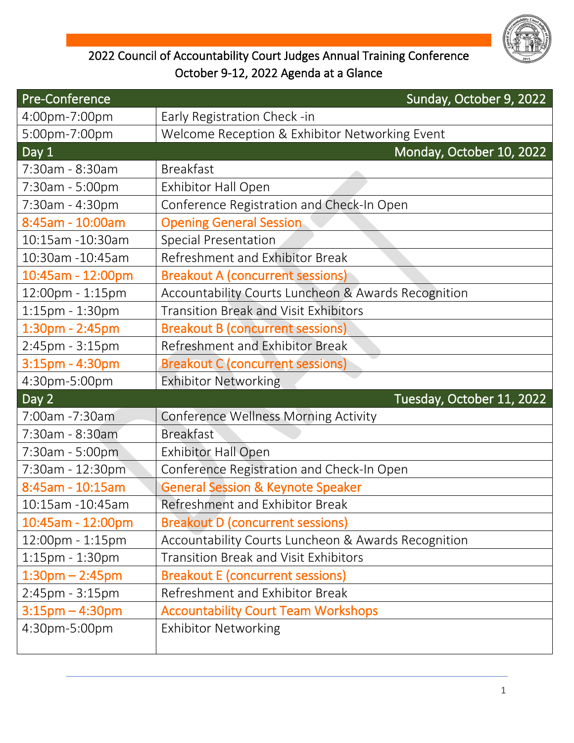# 2022 Council of Accountability Court Judges Annual Training Conference
## October 9-12, 2022 Agenda at a Glance

| Pre-Conference | Sunday, October 9, 2022 |
|---|---|
| 4:00pm-7:00pm | Early Registration Check -in |
| 5:00pm-7:00pm | Welcome Reception & Exhibitor Networking Event |
| **Day 1** | **Monday, October 10, 2022** |
| 7:30am - 8:30am | Breakfast |
| 7:30am - 5:00pm | Exhibitor Hall Open |
| 7:30am - 4:30pm | Conference Registration and Check-In Open |
| 8:45am - 10:00am | Opening General Session |
| 10:15am -10:30am | Special Presentation |
| 10:30am -10:45am | Refreshment and Exhibitor Break |
| 10:45am - 12:00pm | Breakout A (concurrent sessions) |
| 12:00pm - 1:15pm | Accountability Courts Luncheon & Awards Recognition |
| 1:15pm - 1:30pm | Transition Break and Visit Exhibitors |
| 1:30pm - 2:45pm | Breakout B (concurrent sessions) |
| 2:45pm - 3:15pm | Refreshment and Exhibitor Break |
| 3:15pm - 4:30pm | Breakout C (concurrent sessions) |
| 4:30pm-5:00pm | Exhibitor Networking |
| **Day 2** | **Tuesday, October 11, 2022** |
| 7:00am -7:30am | Conference Wellness Morning Activity |
| 7:30am - 8:30am | Breakfast |
| 7:30am - 5:00pm | Exhibitor Hall Open |
| 7:30am - 12:30pm | Conference Registration and Check-In Open |
| 8:45am - 10:15am | General Session & Keynote Speaker |
| 10:15am -10:45am | Refreshment and Exhibitor Break |
| 10:45am - 12:00pm | Breakout D (concurrent sessions) |
| 12:00pm - 1:15pm | Accountability Courts Luncheon & Awards Recognition |
| 1:15pm - 1:30pm | Transition Break and Visit Exhibitors |
| 1:30pm – 2:45pm | Breakout E (concurrent sessions) |
| 2:45pm - 3:15pm | Refreshment and Exhibitor Break |
| 3:15pm – 4:30pm | Accountability Court Team Workshops |
| 4:30pm-5:00pm | Exhibitor Networking |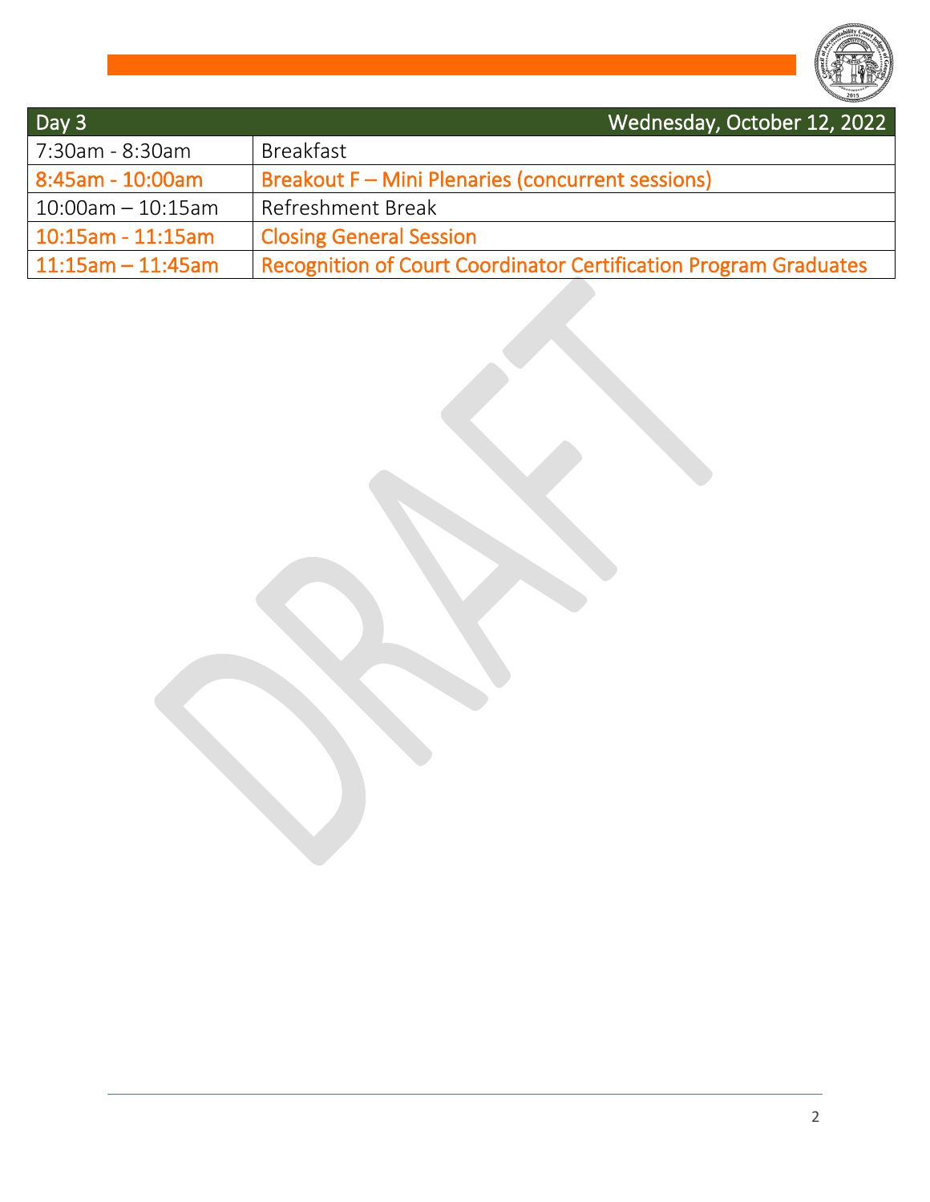| Day 3 | Wednesday, October 12, 2022 |
|---|---|
| 7:30am - 8:30am | Breakfast |
| 8:45am - 10:00am | Breakout F – Mini Plenaries (concurrent sessions) |
| 10:00am – 10:15am | Refreshment Break |
| 10:15am - 11:15am | Closing General Session |
| 11:15am – 11:45am | Recognition of Court Coordinator Certification Program Graduates |

DRAFT